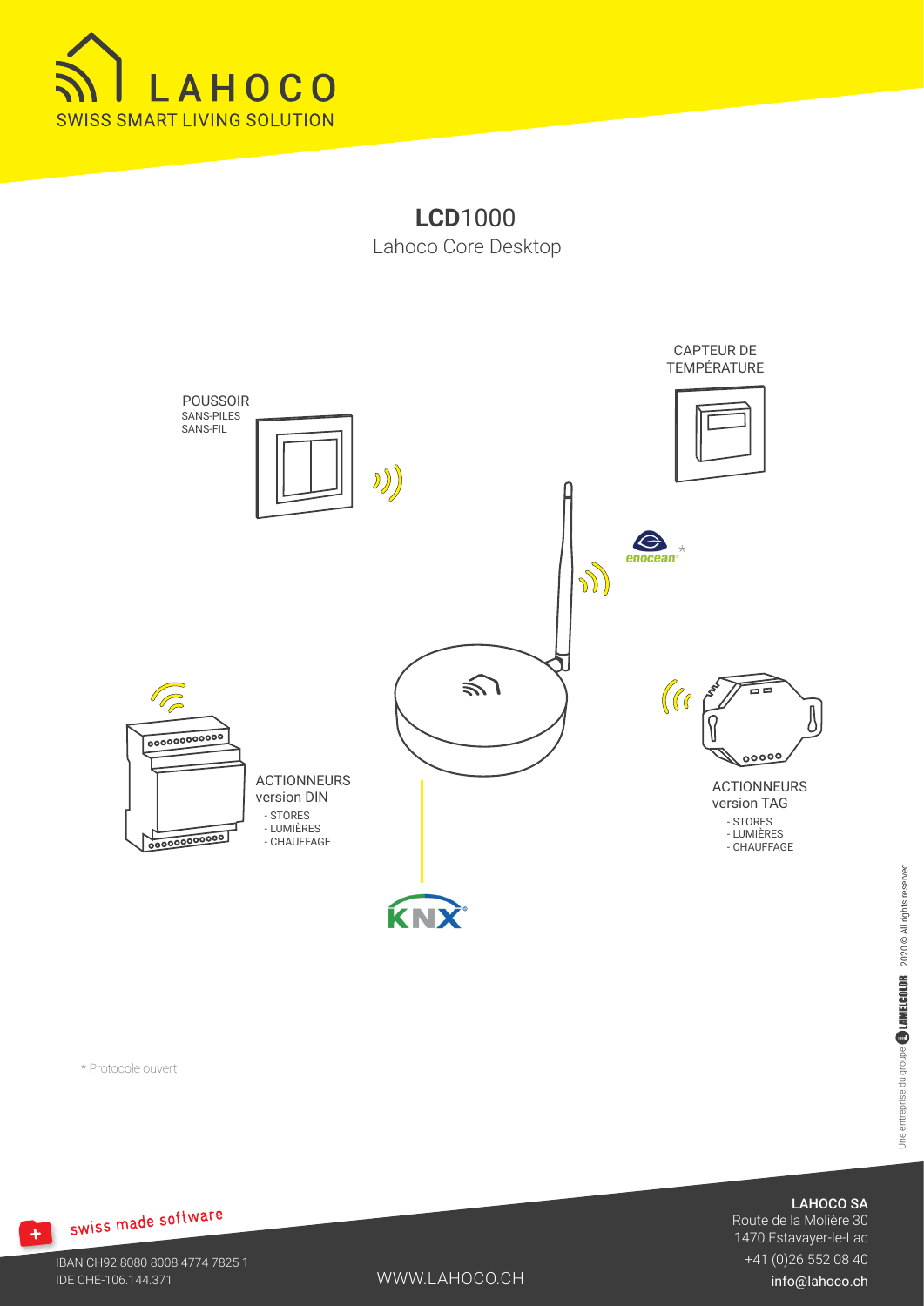LAHOCO
SWISS SMART LIVING SOLUTION

# **LCD**1000

Lahoco Core Desktop

POUSSOIR
SANS-PILES
SANS-FIL

CAPTEUR DE TEMPÉRATURE

enocean *

ACTIONNEURS
version DIN
- STORES
- LUMIÈRES
- CHAUFFAGE

ACTIONNEURS
version TAG
- STORES
- LUMIÈRES
- CHAUFFAGE

KNX

* Protocole ouvert

Une entreprise du groupe LAMELCOLOR 2020 © All rights reserved

swiss made software

LAHOCO SA
Route de la Molière 30
1470 Estavayer-le-Lac
+41 (0)26 552 08 40
info@lahoco.ch

IBAN CH92 8080 8008 4774 7825 1
IDE CHE-106.144.371

WWW.LAHOCO.CH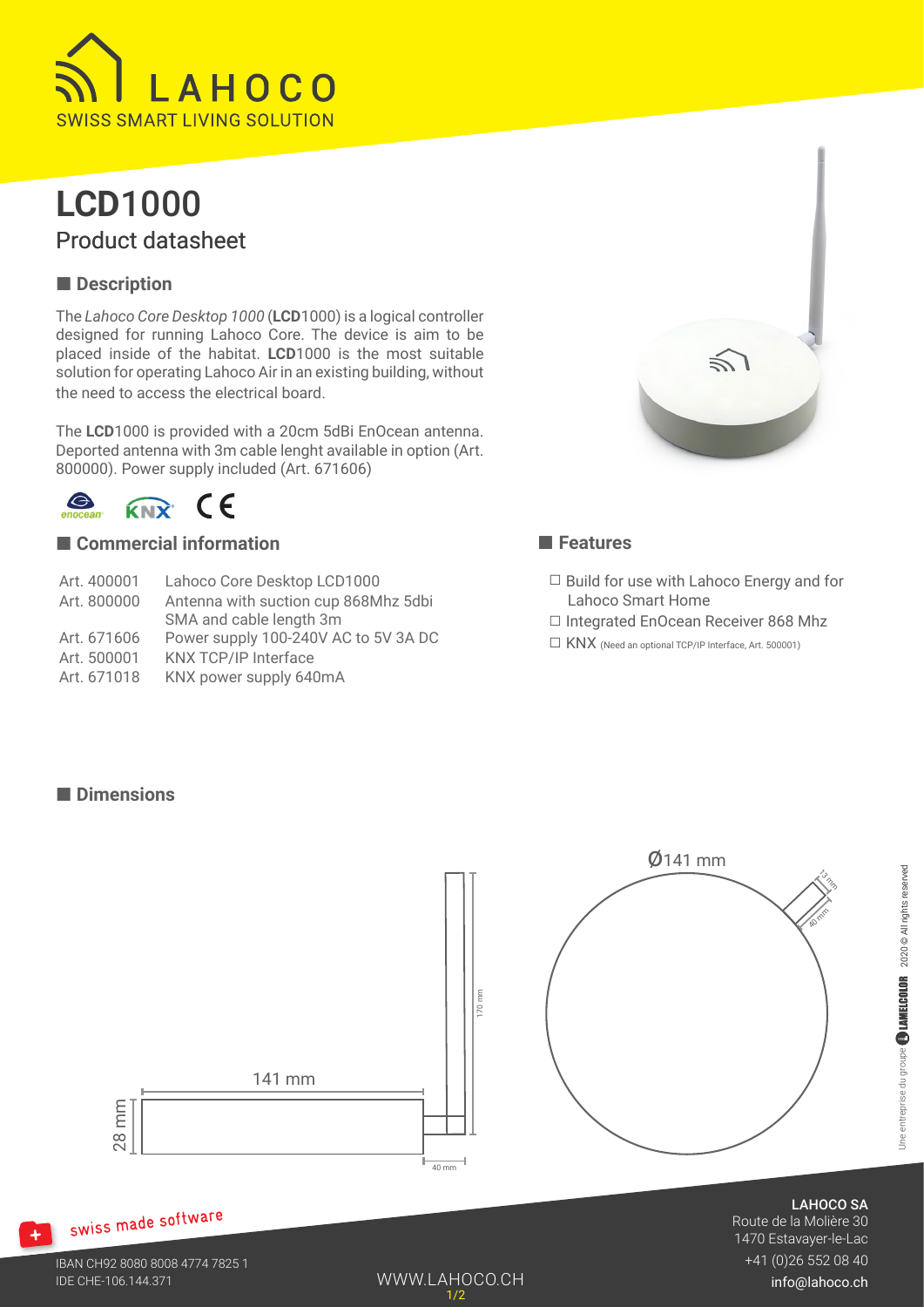# LCD1000

## Product datasheet

### Description

The *Lahoco Core Desktop 1000* (**LCD**1000) is a logical controller designed for running Lahoco Core. The device is aim to be placed inside of the habitat. **LCD**1000 is the most suitable solution for operating Lahoco Air in an existing building, without the need to access the electrical board.

The **LCD**1000 is provided with a 20cm 5dBi EnOcean antenna. Deported antenna with 3m cable lenght available in option (Art. 800000). Power supply included (Art. 671606)

### Commercial information

| | |
|---|---|
| Art. 400001 | Lahoco Core Desktop LCD1000 |
| Art. 800000 | Antenna with suction cup 868Mhz 5dbi SMA and cable length 3m |
| Art. 671606 | Power supply 100-240V AC to 5V 3A DC |
| Art. 500001 | KNX TCP/IP Interface |
| Art. 671018 | KNX power supply 640mA |

### Features

- ☐ Build for use with Lahoco Energy and for Lahoco Smart Home
- ☐ Integrated EnOcean Receiver 868 Mhz
- ☐ KNX (Need an optional TCP/IP Interface, Art. 500001)

### Dimensions

141 mm, 28 mm, 170 mm, 40 mm, Ø141 mm, 13 mm, 40 mm

swiss made software

IBAN CH92 8080 8008 4774 7825 1
IDE CHE-106.144.371

WWW.LAHOCO.CH

**LAHOCO SA**
Route de la Molière 30
1470 Estavayer-le-Lac
+41 (0)26 552 08 40
info@lahoco.ch

Une entreprise du groupe LAMELCOLOR 2020 © All rights reserved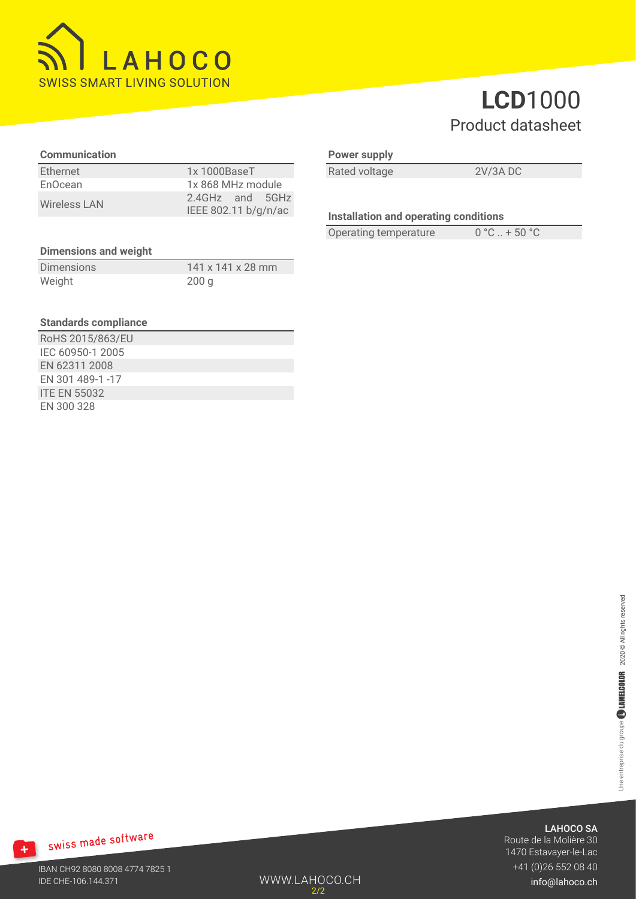LAHOCO

SWISS SMART LIVING SOLUTION

# **LCD**1000

## Product datasheet

### Communication

| | |
|---|---|
| Ethernet | 1x 1000BaseT |
| EnOcean | 1x 868 MHz module |
| Wireless LAN | 2.4GHz and 5GHz IEEE 802.11 b/g/n/ac |

### Dimensions and weight

| | |
|---|---|
| Dimensions | 141 x 141 x 28 mm |
| Weight | 200 g |

### Standards compliance

| |
|---|
| RoHS 2015/863/EU |
| IEC 60950-1 2005 |
| EN 62311 2008 |
| EN 301 489-1 -17 |
| ITE EN 55032 |
| EN 300 328 |

### Power supply

| | |
|---|---|
| Rated voltage | 2V/3A DC |

### Installation and operating conditions

| | |
|---|---|
| Operating temperature | 0 °C .. + 50 °C |

Une entreprise du groupe LAMELCOLOR 2020 © All rights reserved

swiss made software

IBAN CH92 8080 8008 4774 7825 1
IDE CHE-106.144.371

WWW.LAHOCO.CH

**LAHOCO SA**
Route de la Molière 30
1470 Estavayer-le-Lac
+41 (0)26 552 08 40
info@lahoco.ch